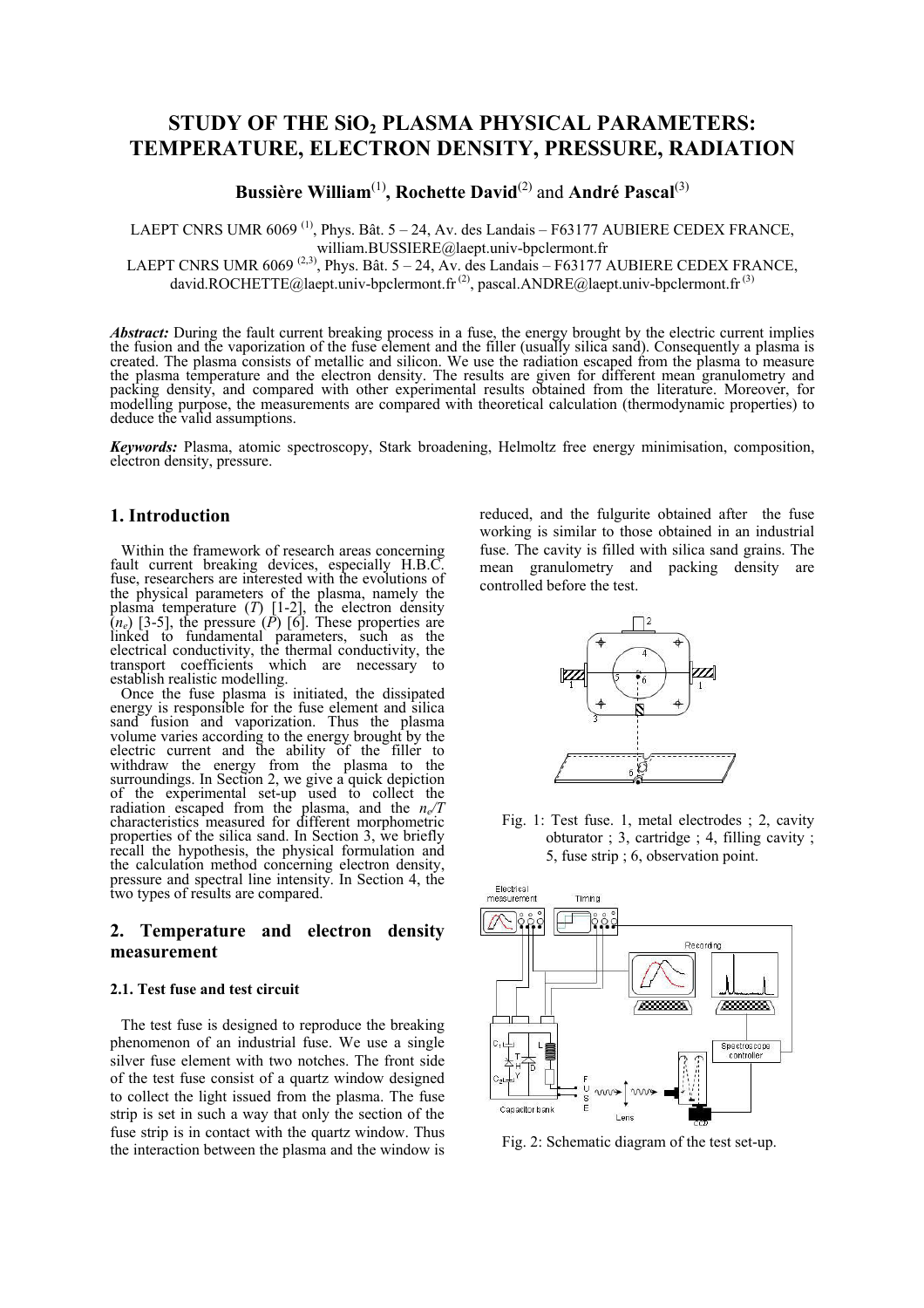# STUDY OF THE $SiO_2$ PLASMA PHYSICAL PARAMETERS: TEMPERATURE, ELECTRON DENSITY, PRESSURE, RADIATION

**Bussière William**[(1)], **Rochette David**[(2)] and **André Pascal**[(3)]

LAEPT CNRS UMR 6069 [(1)], Phys. Bât. 5 – 24, Av. des Landais – F63177 AUBIERE CEDEX FRANCE, william.BUSSIERE@laept.univ-bpclermont.fr
LAEPT CNRS UMR 6069 [(2,3)], Phys. Bât. 5 – 24, Av. des Landais – F63177 AUBIERE CEDEX FRANCE, david.ROCHETTE@laept.univ-bpclermont.fr [(2)], pascal.ANDRE@laept.univ-bpclermont.fr [(3)]

***Abstract:*** During the fault current breaking process in a fuse, the energy brought by the electric current implies the fusion and the vaporization of the fuse element and the filler (usually silica sand). Consequently a plasma is created. The plasma consists of metallic and silicon. We use the radiation escaped from the plasma to measure the plasma temperature and the electron density. The results are given for different mean granulometry and packing density, and compared with other experimental results obtained from the literature. Moreover, for modelling purpose, the measurements are compared with theoretical calculation (thermodynamic properties) to deduce the valid assumptions.

***Keywords:*** Plasma, atomic spectroscopy, Stark broadening, Helmoltz free energy minimisation, composition, electron density, pressure.

## 1. Introduction

Within the framework of research areas concerning fault current breaking devices, especially H.B.C. fuse, researchers are interested with the evolutions of the physical parameters of the plasma, namely the plasma temperature ($T$) [1-2], the electron density ($n_e$) [3-5], the pressure ($P$) [6]. These properties are linked to fundamental parameters, such as the electrical conductivity, the thermal conductivity, the transport coefficients which are necessary to establish realistic modelling.

Once the fuse plasma is initiated, the dissipated energy is responsible for the fuse element and silica sand fusion and vaporization. Thus the plasma volume varies according to the energy brought by the electric current and the ability of the filler to withdraw the energy from the plasma to the surroundings. In Section 2, we give a quick depiction of the experimental set-up used to collect the radiation escaped from the plasma, and the $n_e/T$ characteristics measured for different morphometric properties of the silica sand. In Section 3, we briefly recall the hypothesis, the physical formulation and the calculation method concerning electron density, pressure and spectral line intensity. In Section 4, the two types of results are compared.

## 2. Temperature and electron density measurement

### 2.1. Test fuse and test circuit

The test fuse is designed to reproduce the breaking phenomenon of an industrial fuse. We use a single silver fuse element with two notches. The front side of the test fuse consist of a quartz window designed to collect the light issued from the plasma. The fuse strip is set in such a way that only the section of the fuse strip is in contact with the quartz window. Thus the interaction between the plasma and the window is reduced, and the fulgurite obtained after the fuse working is similar to those obtained in an industrial fuse. The cavity is filled with silica sand grains. The mean granulometry and packing density are controlled before the test.

Fig. 1: Test fuse. 1, metal electrodes ; 2, cavity obturator ; 3, cartridge ; 4, filling cavity ; 5, fuse strip ; 6, observation point.

Fig. 2: Schematic diagram of the test set-up.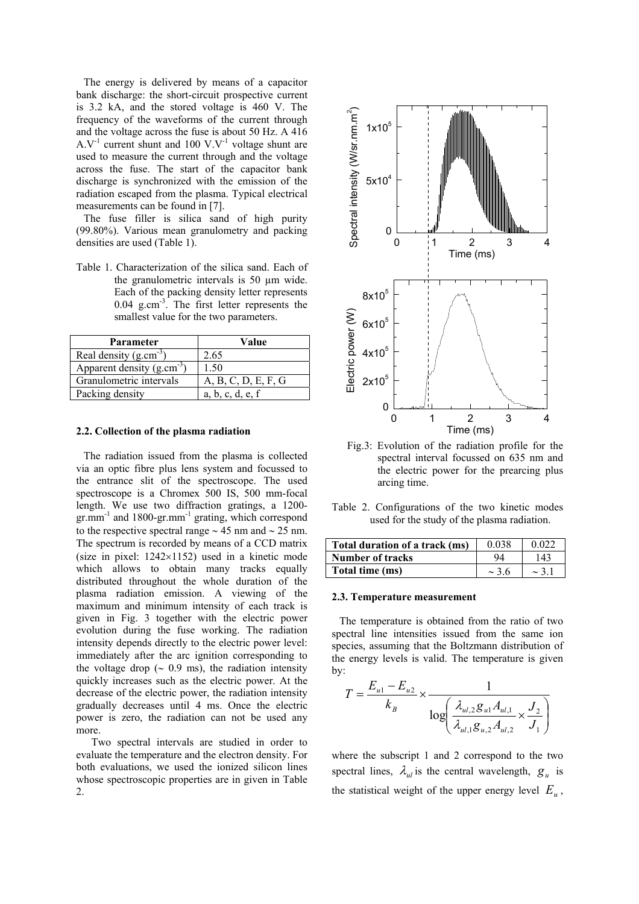The energy is delivered by means of a capacitor bank discharge: the short-circuit prospective current is 3.2 kA, and the stored voltage is 460 V. The frequency of the waveforms of the current through and the voltage across the fuse is about 50 Hz. A 416 $A.V^{-1}$ current shunt and 100 $V.V^{-1}$ voltage shunt are used to measure the current through and the voltage across the fuse. The start of the capacitor bank discharge is synchronized with the emission of the radiation escaped from the plasma. Typical electrical measurements can be found in [7].

The fuse filler is silica sand of high purity (99.80%). Various mean granulometry and packing densities are used (Table 1).

Table 1. Characterization of the silica sand. Each of the granulometric intervals is 50 µm wide. Each of the packing density letter represents 0.04 $g.cm^{-3}$. The first letter represents the smallest value for the two parameters.

| Parameter | Value |
|---|---|
| Real density ($g.cm^{-3}$) | 2.65 |
| Apparent density ($g.cm^{-3}$) | 1.50 |
| Granulometric intervals | A, B, C, D, E, F, G |
| Packing density | a, b, c, d, e, f |

### 2.2. Collection of the plasma radiation

The radiation issued from the plasma is collected via an optic fibre plus lens system and focussed to the entrance slit of the spectroscope. The used spectroscope is a Chromex 500 IS, 500 mm-focal length. We use two diffraction gratings, a 1200-$gr.mm^{-1}$ and 1800-$gr.mm^{-1}$ grating, which correspond to the respective spectral range ~ 45 nm and ~ 25 nm. The spectrum is recorded by means of a CCD matrix (size in pixel: 1242×1152) used in a kinetic mode which allows to obtain many tracks equally distributed throughout the whole duration of the plasma radiation emission. A viewing of the maximum and minimum intensity of each track is given in Fig. 3 together with the electric power evolution during the fuse working. The radiation intensity depends directly to the electric power level: immediately after the arc ignition corresponding to the voltage drop (~ 0.9 ms), the radiation intensity quickly increases such as the electric power. At the decrease of the electric power, the radiation intensity gradually decreases until 4 ms. Once the electric power is zero, the radiation can not be used any more.

Two spectral intervals are studied in order to evaluate the temperature and the electron density. For both evaluations, we used the ionized silicon lines whose spectroscopic properties are in given in Table 2.

Fig.3: Evolution of the radiation profile for the spectral interval focussed on 635 nm and the electric power for the prearcing plus arcing time.

Table 2. Configurations of the two kinetic modes used for the study of the plasma radiation.

| Total duration of a track (ms) | 0.038 | 0.022 |
|---|---|---|
| **Number of tracks** | 94 | 143 |
| **Total time (ms)** | ~ 3.6 | ~ 3.1 |

### 2.3. Temperature measurement

The temperature is obtained from the ratio of two spectral line intensities issued from the same ion species, assuming that the Boltzmann distribution of the energy levels is valid. The temperature is given by:

$$T = \frac{E_{u1} - E_{u2}}{k_B} \times \frac{1}{\log\left( \frac{\lambda_{ul,2} g_{u1} A_{ul,1}}{\lambda_{ul,1} g_{u,2} A_{ul,2}} \times \frac{J_2}{J_1} \right)}$$

where the subscript 1 and 2 correspond to the two spectral lines, $\lambda_{ul}$ is the central wavelength, $g_u$ is the statistical weight of the upper energy level $E_u$,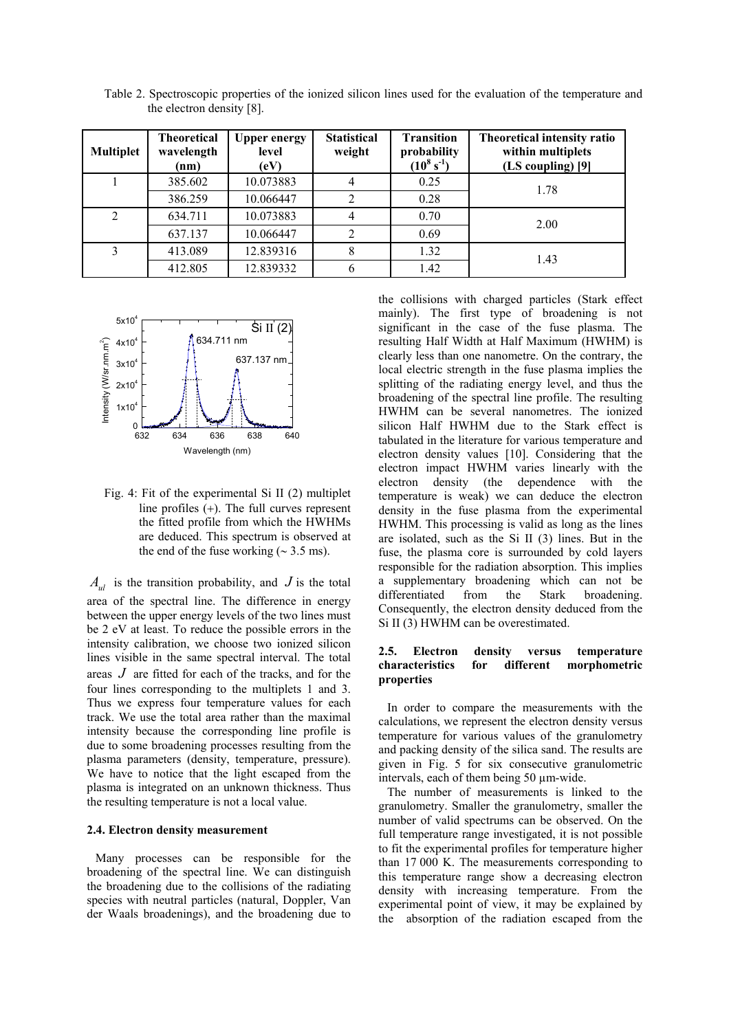Table 2. Spectroscopic properties of the ionized silicon lines used for the evaluation of the temperature and the electron density [8].

| Multiplet | Theoretical wavelength (nm) | Upper energy level (eV) | Statistical weight | Transition probability ($10^8$ s$^{-1}$) | Theoretical intensity ratio within multiplets (LS coupling) [9] |
|---|---|---|---|---|---|
| 1 | 385.602 | 10.073883 | 4 | 0.25 | 1.78 |
| | 386.259 | 10.066447 | 2 | 0.28 | |
| 2 | 634.711 | 10.073883 | 4 | 0.70 | 2.00 |
| | 637.137 | 10.066447 | 2 | 0.69 | |
| 3 | 413.089 | 12.839316 | 8 | 1.32 | 1.43 |
| | 412.805 | 12.839332 | 6 | 1.42 | |

Fig. 4: Fit of the experimental Si II (2) multiplet line profiles (+). The full curves represent the fitted profile from which the HWHMs are deduced. This spectrum is observed at the end of the fuse working (~ 3.5 ms).

$A_{ul}$ is the transition probability, and $J$ is the total area of the spectral line. The difference in energy between the upper energy levels of the two lines must be 2 eV at least. To reduce the possible errors in the intensity calibration, we choose two ionized silicon lines visible in the same spectral interval. The total areas $J$ are fitted for each of the tracks, and for the four lines corresponding to the multiplets 1 and 3. Thus we express four temperature values for each track. We use the total area rather than the maximal intensity because the corresponding line profile is due to some broadening processes resulting from the plasma parameters (density, temperature, pressure). We have to notice that the light escaped from the plasma is integrated on an unknown thickness. Thus the resulting temperature is not a local value.

### 2.4. Electron density measurement

Many processes can be responsible for the broadening of the spectral line. We can distinguish the broadening due to the collisions of the radiating species with neutral particles (natural, Doppler, Van der Waals broadenings), and the broadening due to the collisions with charged particles (Stark effect mainly). The first type of broadening is not significant in the case of the fuse plasma. The resulting Half Width at Half Maximum (HWHM) is clearly less than one nanometre. On the contrary, the local electric strength in the fuse plasma implies the splitting of the radiating energy level, and thus the broadening of the spectral line profile. The resulting HWHM can be several nanometres. The ionized silicon Half HWHM due to the Stark effect is tabulated in the literature for various temperature and electron density values [10]. Considering that the electron impact HWHM varies linearly with the electron density (the dependence with the temperature is weak) we can deduce the electron density in the fuse plasma from the experimental HWHM. This processing is valid as long as the lines are isolated, such as the Si II (3) lines. But in the fuse, the plasma core is surrounded by cold layers responsible for the radiation absorption. This implies a supplementary broadening which can not be differentiated from the Stark broadening. Consequently, the electron density deduced from the Si II (3) HWHM can be overestimated.

### 2.5. Electron density versus temperature characteristics for different morphometric properties

In order to compare the measurements with the calculations, we represent the electron density versus temperature for various values of the granulometry and packing density of the silica sand. The results are given in Fig. 5 for six consecutive granulometric intervals, each of them being 50 µm-wide.

The number of measurements is linked to the granulometry. Smaller the granulometry, smaller the number of valid spectrums can be observed. On the full temperature range investigated, it is not possible to fit the experimental profiles for temperature higher than 17 000 K. The measurements corresponding to this temperature range show a decreasing electron density with increasing temperature. From the experimental point of view, it may be explained by the absorption of the radiation escaped from the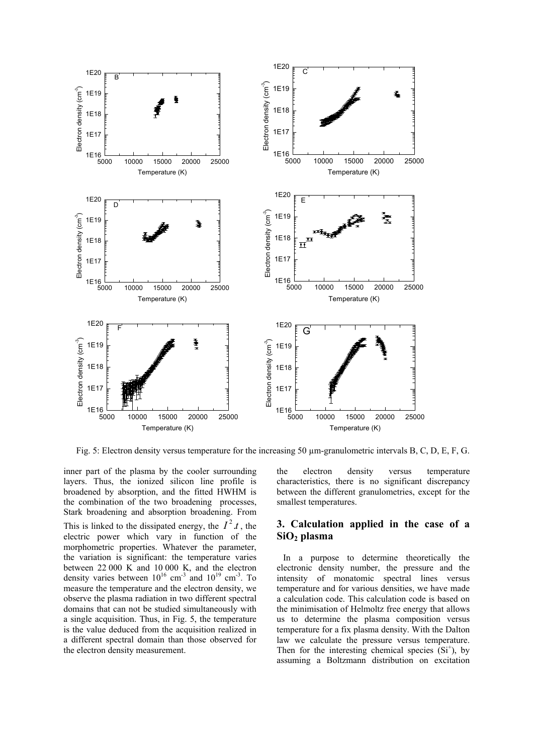Fig. 5: Electron density versus temperature for the increasing 50 µm-granulometric intervals B, C, D, E, F, G.

inner part of the plasma by the cooler surrounding layers. Thus, the ionized silicon line profile is broadened by absorption, and the fitted HWHM is the combination of the two broadening processes, Stark broadening and absorption broadening. From This is linked to the dissipated energy, the $I^2.t$, the electric power which vary in function of the morphometric properties. Whatever the parameter, the variation is significant: the temperature varies between 22 000 K and 10 000 K, and the electron density varies between $10^{16}$ cm$^{-3}$ and $10^{19}$ cm$^{-3}$. To measure the temperature and the electron density, we observe the plasma radiation in two different spectral domains that can not be studied simultaneously with a single acquisition. Thus, in Fig. 5, the temperature is the value deduced from the acquisition realized in a different spectral domain than those observed for the electron density measurement.

the electron density versus temperature characteristics, there is no significant discrepancy between the different granulometries, except for the smallest temperatures.

## 3. Calculation applied in the case of a $SiO_2$ plasma

In a purpose to determine theoretically the electronic density number, the pressure and the intensity of monatomic spectral lines versus temperature and for various densities, we have made a calculation code. This calculation code is based on the minimisation of Helmoltz free energy that allows us to determine the plasma composition versus temperature for a fix plasma density. With the Dalton law we calculate the pressure versus temperature. Then for the interesting chemical species ($Si^+$), by assuming a Boltzmann distribution on excitation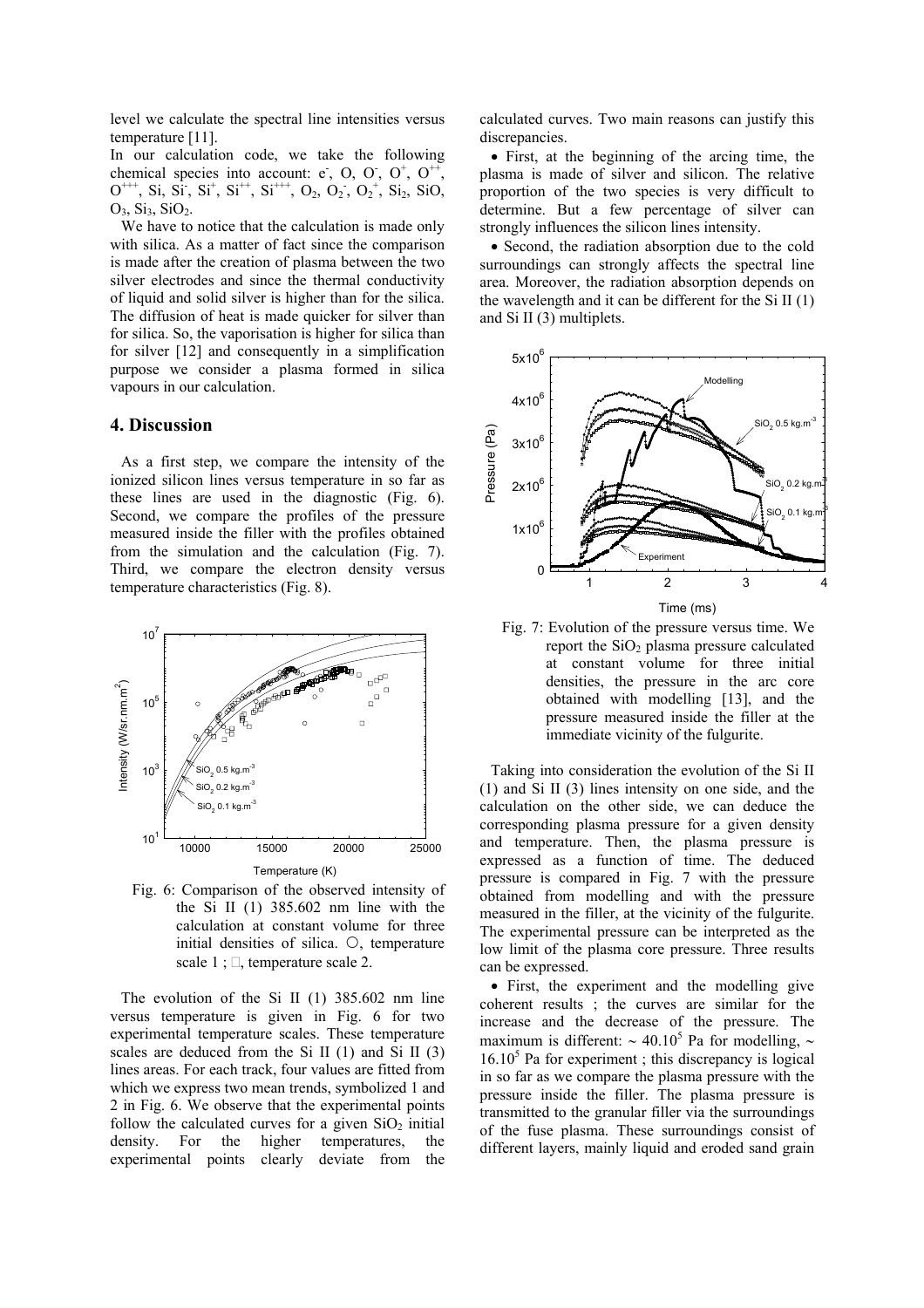level we calculate the spectral line intensities versus temperature [11].

In our calculation code, we take the following chemical species into account: $e^-$, O, $O^-$, $O^+$, $O^{++}$, $O^{+++}$, Si, $Si^-$, $Si^+$, $Si^{++}$, $Si^{+++}$, $O_2$, $O_2^-$, $O_2^+$, $Si_2$, SiO, $O_3$, $Si_3$, $SiO_2$.

We have to notice that the calculation is made only with silica. As a matter of fact since the comparison is made after the creation of plasma between the two silver electrodes and since the thermal conductivity of liquid and solid silver is higher than for the silica. The diffusion of heat is made quicker for silver than for silica. So, the vaporisation is higher for silica than for silver [12] and consequently in a simplification purpose we consider a plasma formed in silica vapours in our calculation.

## 4. Discussion

As a first step, we compare the intensity of the ionized silicon lines versus temperature in so far as these lines are used in the diagnostic (Fig. 6). Second, we compare the profiles of the pressure measured inside the filler with the profiles obtained from the simulation and the calculation (Fig. 7). Third, we compare the electron density versus temperature characteristics (Fig. 8).

Fig. 6: Comparison of the observed intensity of the Si II (1) 385.602 nm line with the calculation at constant volume for three initial densities of silica. ○, temperature scale 1 ; □, temperature scale 2.

The evolution of the Si II (1) 385.602 nm line versus temperature is given in Fig. 6 for two experimental temperature scales. These temperature scales are deduced from the Si II (1) and Si II (3) lines areas. For each track, four values are fitted from which we express two mean trends, symbolized 1 and 2 in Fig. 6. We observe that the experimental points follow the calculated curves for a given $SiO_2$ initial density. For the higher temperatures, the experimental points clearly deviate from the calculated curves. Two main reasons can justify this discrepancies.

- First, at the beginning of the arcing time, the plasma is made of silver and silicon. The relative proportion of the two species is very difficult to determine. But a few percentage of silver can strongly influences the silicon lines intensity.
- Second, the radiation absorption due to the cold surroundings can strongly affects the spectral line area. Moreover, the radiation absorption depends on the wavelength and it can be different for the Si II (1) and Si II (3) multiplets.

Fig. 7: Evolution of the pressure versus time. We report the $SiO_2$ plasma pressure calculated at constant volume for three initial densities, the pressure in the arc core obtained with modelling [13], and the pressure measured inside the filler at the immediate vicinity of the fulgurite.

Taking into consideration the evolution of the Si II (1) and Si II (3) lines intensity on one side, and the calculation on the other side, we can deduce the corresponding plasma pressure for a given density and temperature. Then, the plasma pressure is expressed as a function of time. The deduced pressure is compared in Fig. 7 with the pressure obtained from modelling and with the pressure measured in the filler, at the vicinity of the fulgurite. The experimental pressure can be interpreted as the low limit of the plasma core pressure. Three results can be expressed.

- First, the experiment and the modelling give coherent results ; the curves are similar for the increase and the decrease of the pressure. The maximum is different: ~ $40.10^5$ Pa for modelling, ~ $16.10^5$ Pa for experiment ; this discrepancy is logical in so far as we compare the plasma pressure with the pressure inside the filler. The plasma pressure is transmitted to the granular filler via the surroundings of the fuse plasma. These surroundings consist of different layers, mainly liquid and eroded sand grain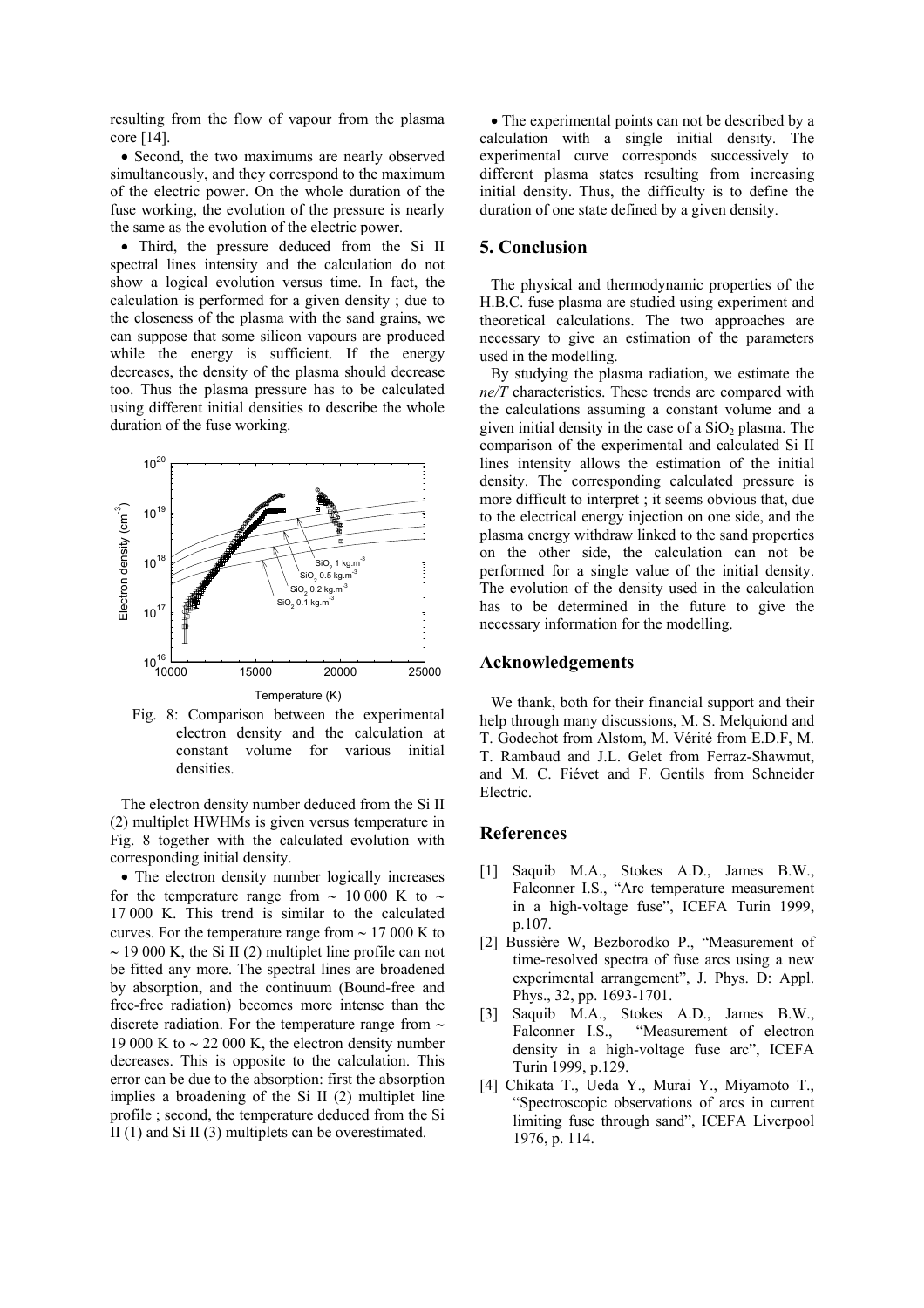resulting from the flow of vapour from the plasma core [14].

- Second, the two maximums are nearly observed simultaneously, and they correspond to the maximum of the electric power. On the whole duration of the fuse working, the evolution of the pressure is nearly the same as the evolution of the electric power.
- Third, the pressure deduced from the Si II spectral lines intensity and the calculation do not show a logical evolution versus time. In fact, the calculation is performed for a given density ; due to the closeness of the plasma with the sand grains, we can suppose that some silicon vapours are produced while the energy is sufficient. If the energy decreases, the density of the plasma should decrease too. Thus the plasma pressure has to be calculated using different initial densities to describe the whole duration of the fuse working.

Fig. 8: Comparison between the experimental electron density and the calculation at constant volume for various initial densities.

The electron density number deduced from the Si II (2) multiplet HWHMs is given versus temperature in Fig. 8 together with the calculated evolution with corresponding initial density.

- The electron density number logically increases for the temperature range from ~ 10 000 K to ~ 17 000 K. This trend is similar to the calculated curves. For the temperature range from ~ 17 000 K to ~ 19 000 K, the Si II (2) multiplet line profile can not be fitted any more. The spectral lines are broadened by absorption, and the continuum (Bound-free and free-free radiation) becomes more intense than the discrete radiation. For the temperature range from ~ 19 000 K to ~ 22 000 K, the electron density number decreases. This is opposite to the calculation. This error can be due to the absorption: first the absorption implies a broadening of the Si II (2) multiplet line profile ; second, the temperature deduced from the Si II (1) and Si II (3) multiplets can be overestimated.
- The experimental points can not be described by a calculation with a single initial density. The experimental curve corresponds successively to different plasma states resulting from increasing initial density. Thus, the difficulty is to define the duration of one state defined by a given density.

## 5. Conclusion

The physical and thermodynamic properties of the H.B.C. fuse plasma are studied using experiment and theoretical calculations. The two approaches are necessary to give an estimation of the parameters used in the modelling.

By studying the plasma radiation, we estimate the *ne/T* characteristics. These trends are compared with the calculations assuming a constant volume and a given initial density in the case of a $SiO_2$ plasma. The comparison of the experimental and calculated Si II lines intensity allows the estimation of the initial density. The corresponding calculated pressure is more difficult to interpret ; it seems obvious that, due to the electrical energy injection on one side, and the plasma energy withdraw linked to the sand properties on the other side, the calculation can not be performed for a single value of the initial density. The evolution of the density used in the calculation has to be determined in the future to give the necessary information for the modelling.

## Acknowledgements

We thank, both for their financial support and their help through many discussions, M. S. Melquiond and T. Godechot from Alstom, M. Vérité from E.D.F, M. T. Rambaud and J.L. Gelet from Ferraz-Shawmut, and M. C. Fiévet and F. Gentils from Schneider Electric.

## References

[1] Saquib M.A., Stokes A.D., James B.W., Falconner I.S., "Arc temperature measurement in a high-voltage fuse", ICEFA Turin 1999, p.107.

[2] Bussière W, Bezborodko P., "Measurement of time-resolved spectra of fuse arcs using a new experimental arrangement", J. Phys. D: Appl. Phys., 32, pp. 1693-1701.

[3] Saquib M.A., Stokes A.D., James B.W., Falconner I.S., "Measurement of electron density in a high-voltage fuse arc", ICEFA Turin 1999, p.129.

[4] Chikata T., Ueda Y., Murai Y., Miyamoto T., "Spectroscopic observations of arcs in current limiting fuse through sand", ICEFA Liverpool 1976, p. 114.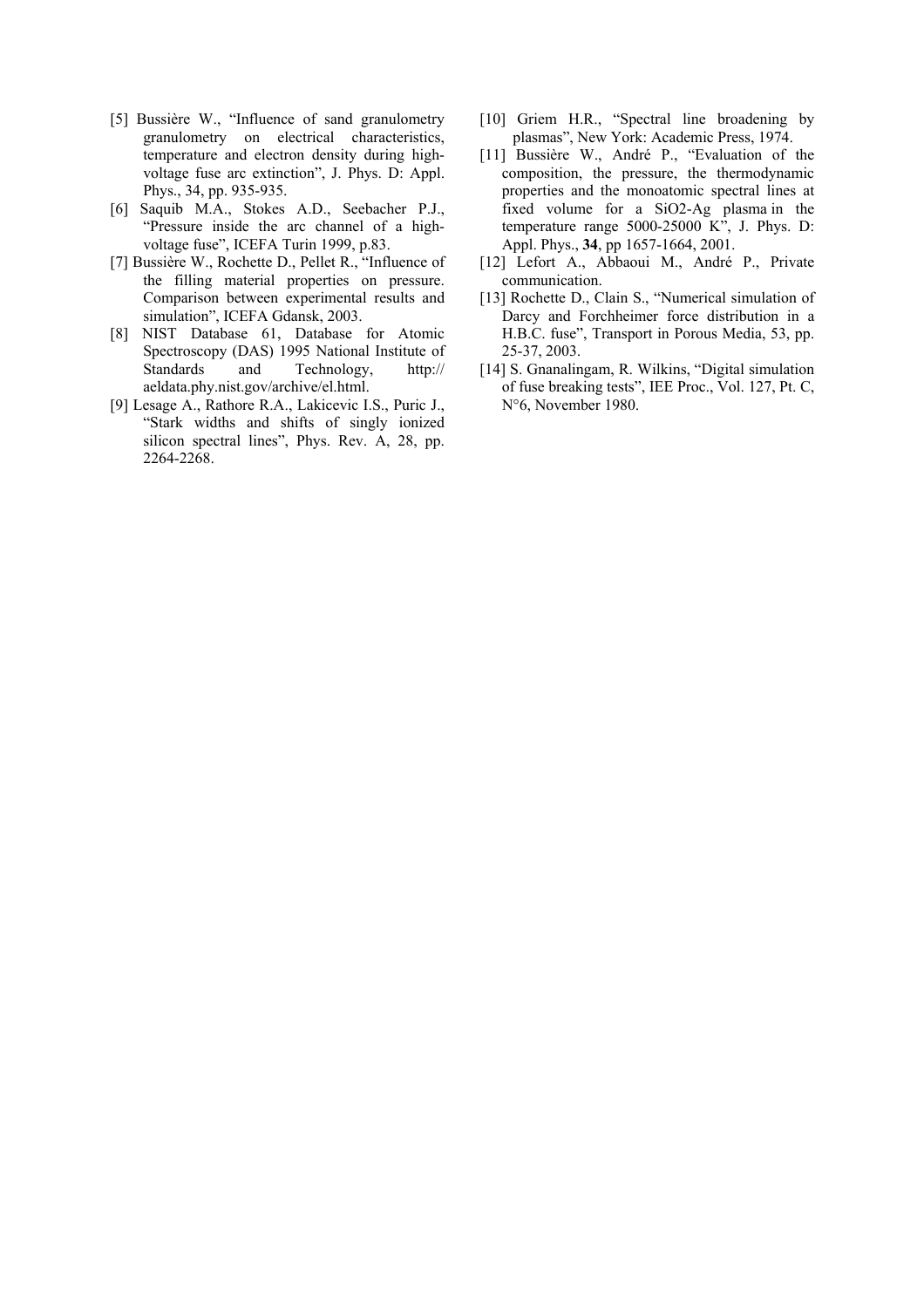[5] Bussière W., "Influence of sand granulometry granulometry on electrical characteristics, temperature and electron density during high-voltage fuse arc extinction", J. Phys. D: Appl. Phys., 34, pp. 935-935.

[6] Saquib M.A., Stokes A.D., Seebacher P.J., "Pressure inside the arc channel of a high-voltage fuse", ICEFA Turin 1999, p.83.

[7] Bussière W., Rochette D., Pellet R., "Influence of the filling material properties on pressure. Comparison between experimental results and simulation", ICEFA Gdansk, 2003.

[8] NIST Database 61, Database for Atomic Spectroscopy (DAS) 1995 National Institute of Standards and Technology, http:// aeldata.phy.nist.gov/archive/el.html.

[9] Lesage A., Rathore R.A., Lakicevic I.S., Puric J., "Stark widths and shifts of singly ionized silicon spectral lines", Phys. Rev. A, 28, pp. 2264-2268.

[10] Griem H.R., "Spectral line broadening by plasmas", New York: Academic Press, 1974.

[11] Bussière W., André P., "Evaluation of the composition, the pressure, the thermodynamic properties and the monoatomic spectral lines at fixed volume for a $SiO_2$-Ag plasma in the temperature range 5000-25000 K", J. Phys. D: Appl. Phys., **34**, pp 1657-1664, 2001.

[12] Lefort A., Abbaoui M., André P., Private communication.

[13] Rochette D., Clain S., "Numerical simulation of Darcy and Forchheimer force distribution in a H.B.C. fuse", Transport in Porous Media, 53, pp. 25-37, 2003.

[14] S. Gnanalingam, R. Wilkins, "Digital simulation of fuse breaking tests", IEE Proc., Vol. 127, Pt. C, N°6, November 1980.